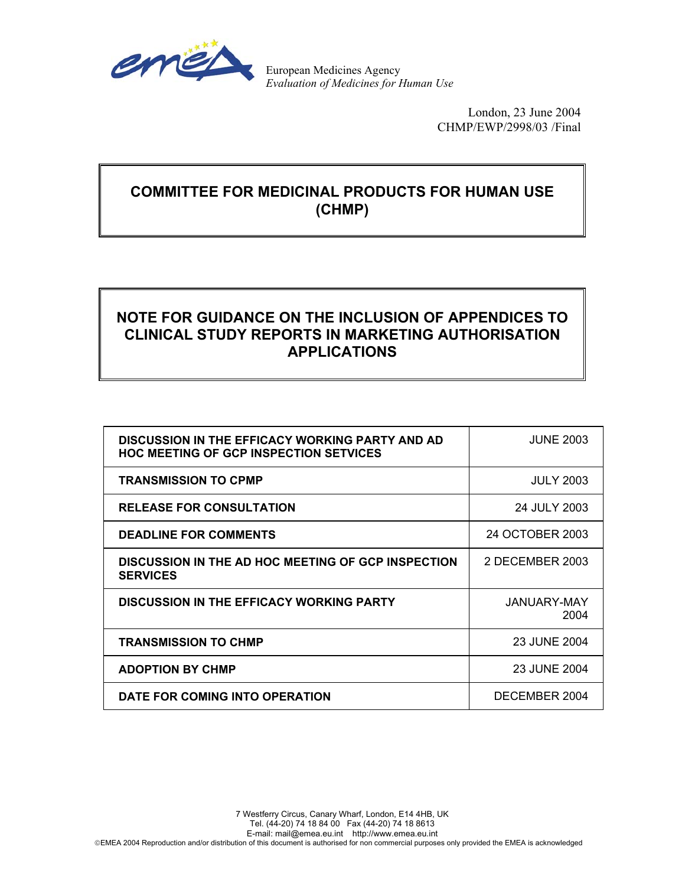European Medicines Agency
*Evaluation of Medicines for Human Use*

London, 23 June 2004
CHMP/EWP/2998/03 /Final

# COMMITTEE FOR MEDICINAL PRODUCTS FOR HUMAN USE (CHMP)

# NOTE FOR GUIDANCE ON THE INCLUSION OF APPENDICES TO CLINICAL STUDY REPORTS IN MARKETING AUTHORISATION APPLICATIONS

| | |
|---|---|
| **DISCUSSION IN THE EFFICACY WORKING PARTY AND AD HOC MEETING OF GCP INSPECTION SETVICES** | JUNE 2003 |
| **TRANSMISSION TO CPMP** | JULY 2003 |
| **RELEASE FOR CONSULTATION** | 24 JULY 2003 |
| **DEADLINE FOR COMMENTS** | 24 OCTOBER 2003 |
| **DISCUSSION IN THE AD HOC MEETING OF GCP INSPECTION SERVICES** | 2 DECEMBER 2003 |
| **DISCUSSION IN THE EFFICACY WORKING PARTY** | JANUARY-MAY 2004 |
| **TRANSMISSION TO CHMP** | 23 JUNE 2004 |
| **ADOPTION BY CHMP** | 23 JUNE 2004 |
| **DATE FOR COMING INTO OPERATION** | DECEMBER 2004 |

7 Westferry Circus, Canary Wharf, London, E14 4HB, UK
Tel. (44-20) 74 18 84 00 Fax (44-20) 74 18 8613
E-mail: mail@emea.eu.int http://www.emea.eu.int
©EMEA 2004 Reproduction and/or distribution of this document is authorised for non commercial purposes only provided the EMEA is acknowledged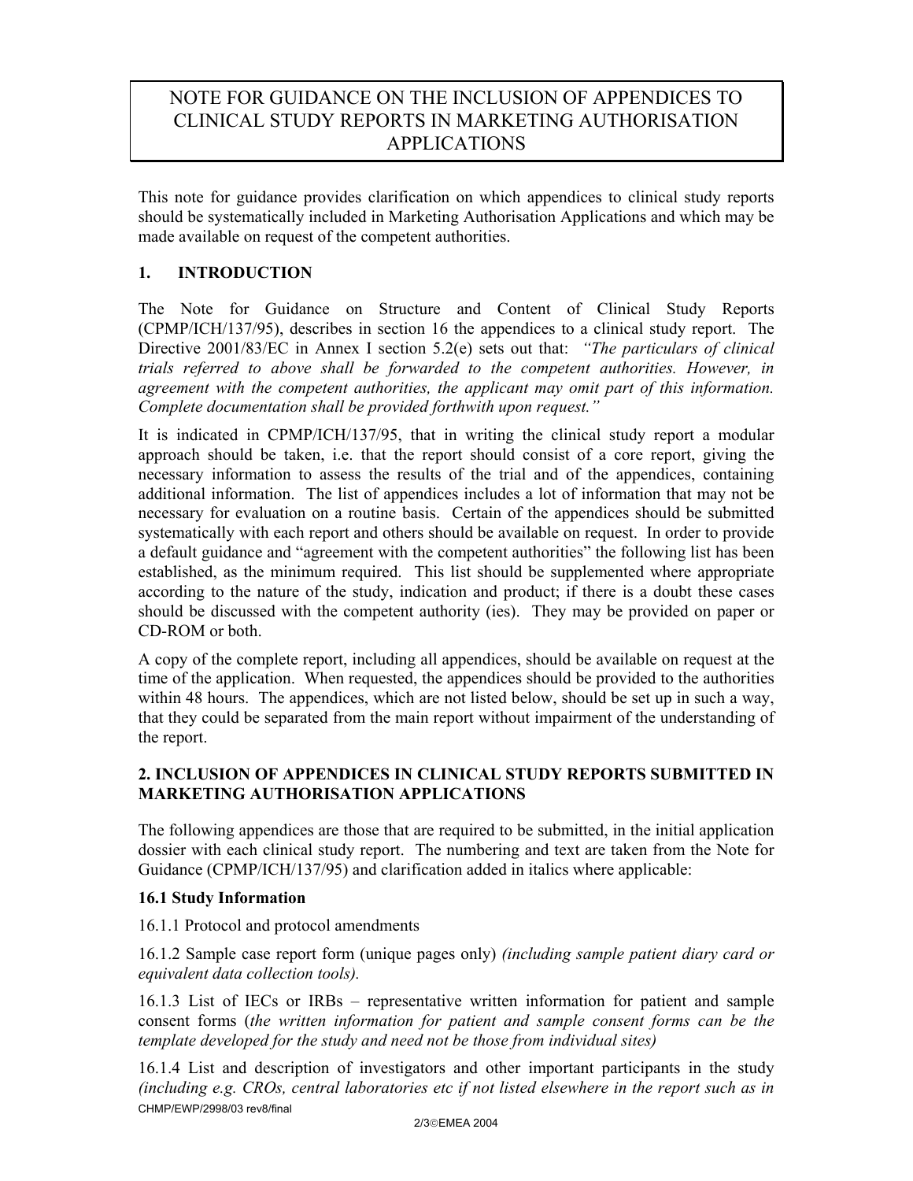# NOTE FOR GUIDANCE ON THE INCLUSION OF APPENDICES TO CLINICAL STUDY REPORTS IN MARKETING AUTHORISATION APPLICATIONS

This note for guidance provides clarification on which appendices to clinical study reports should be systematically included in Marketing Authorisation Applications and which may be made available on request of the competent authorities.

## 1. INTRODUCTION

The Note for Guidance on Structure and Content of Clinical Study Reports (CPMP/ICH/137/95), describes in section 16 the appendices to a clinical study report. The Directive 2001/83/EC in Annex I section 5.2(e) sets out that: *"The particulars of clinical trials referred to above shall be forwarded to the competent authorities. However, in agreement with the competent authorities, the applicant may omit part of this information. Complete documentation shall be provided forthwith upon request."*

It is indicated in CPMP/ICH/137/95, that in writing the clinical study report a modular approach should be taken, i.e. that the report should consist of a core report, giving the necessary information to assess the results of the trial and of the appendices, containing additional information. The list of appendices includes a lot of information that may not be necessary for evaluation on a routine basis. Certain of the appendices should be submitted systematically with each report and others should be available on request. In order to provide a default guidance and "agreement with the competent authorities" the following list has been established, as the minimum required. This list should be supplemented where appropriate according to the nature of the study, indication and product; if there is a doubt these cases should be discussed with the competent authority (ies). They may be provided on paper or CD-ROM or both.

A copy of the complete report, including all appendices, should be available on request at the time of the application. When requested, the appendices should be provided to the authorities within 48 hours. The appendices, which are not listed below, should be set up in such a way, that they could be separated from the main report without impairment of the understanding of the report.

## 2. INCLUSION OF APPENDICES IN CLINICAL STUDY REPORTS SUBMITTED IN MARKETING AUTHORISATION APPLICATIONS

The following appendices are those that are required to be submitted, in the initial application dossier with each clinical study report. The numbering and text are taken from the Note for Guidance (CPMP/ICH/137/95) and clarification added in italics where applicable:

### 16.1 Study Information

16.1.1 Protocol and protocol amendments

16.1.2 Sample case report form (unique pages only) *(including sample patient diary card or equivalent data collection tools).*

16.1.3 List of IECs or IRBs – representative written information for patient and sample consent forms (*the written information for patient and sample consent forms can be the template developed for the study and need not be those from individual sites)*

16.1.4 List and description of investigators and other important participants in the study *(including e.g. CROs, central laboratories etc if not listed elsewhere in the report such as in*

CHMP/EWP/2998/03 rev8/final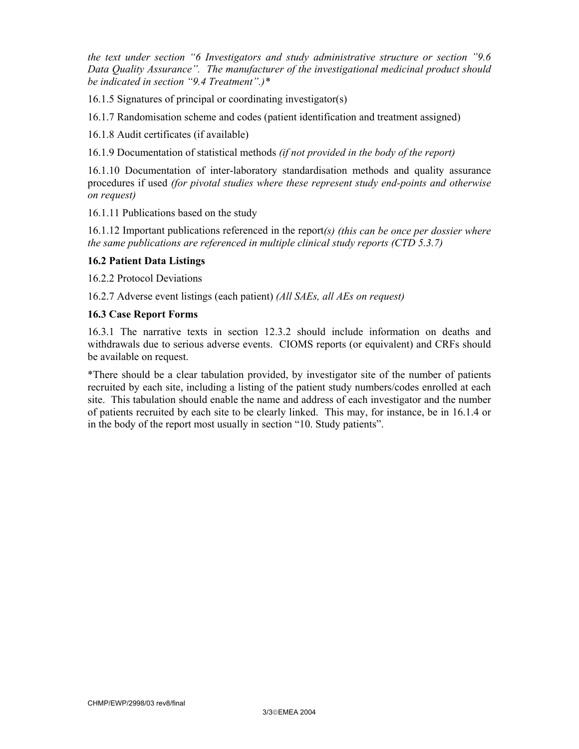*the text under section "6 Investigators and study administrative structure or section "9.6 Data Quality Assurance". The manufacturer of the investigational medicinal product should be indicated in section "9.4 Treatment".)**

16.1.5 Signatures of principal or coordinating investigator(s)

16.1.7 Randomisation scheme and codes (patient identification and treatment assigned)

16.1.8 Audit certificates (if available)

16.1.9 Documentation of statistical methods *(if not provided in the body of the report)*

16.1.10 Documentation of inter-laboratory standardisation methods and quality assurance procedures if used *(for pivotal studies where these represent study end-points and otherwise on request)*

16.1.11 Publications based on the study

16.1.12 Important publications referenced in the report*(s) (this can be once per dossier where the same publications are referenced in multiple clinical study reports (CTD 5.3.7)*

**16.2 Patient Data Listings**

16.2.2 Protocol Deviations

16.2.7 Adverse event listings (each patient) *(All SAEs, all AEs on request)*

**16.3 Case Report Forms**

16.3.1 The narrative texts in section 12.3.2 should include information on deaths and withdrawals due to serious adverse events. CIOMS reports (or equivalent) and CRFs should be available on request.

*There should be a clear tabulation provided, by investigator site of the number of patients recruited by each site, including a listing of the patient study numbers/codes enrolled at each site. This tabulation should enable the name and address of each investigator and the number of patients recruited by each site to be clearly linked. This may, for instance, be in 16.1.4 or in the body of the report most usually in section "10. Study patients".